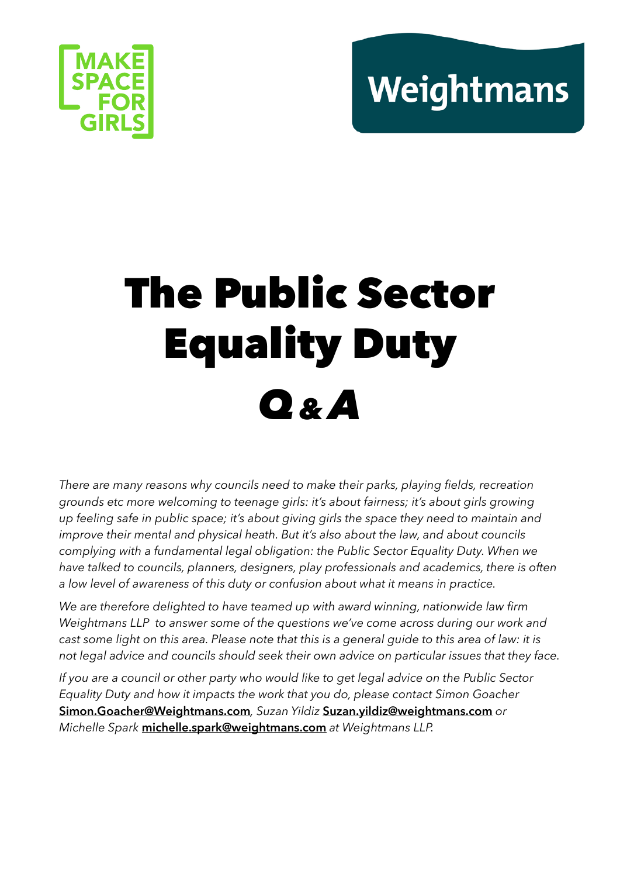MAKE SPACE FOR GIRLS

Weightmans

# The Public Sector Equality Duty

# Q & A

*There are many reasons why councils need to make their parks, playing fields, recreation grounds etc more welcoming to teenage girls: it's about fairness; it's about girls growing up feeling safe in public space; it's about giving girls the space they need to maintain and improve their mental and physical heath. But it's also about the law, and about councils complying with a fundamental legal obligation: the Public Sector Equality Duty. When we have talked to councils, planners, designers, play professionals and academics, there is often a low level of awareness of this duty or confusion about what it means in practice.*

*We are therefore delighted to have teamed up with award winning, nationwide law firm Weightmans LLP to answer some of the questions we've come across during our work and cast some light on this area. Please note that this is a general guide to this area of law: it is not legal advice and councils should seek their own advice on particular issues that they face.*

*If you are a council or other party who would like to get legal advice on the Public Sector Equality Duty and how it impacts the work that you do, please contact Simon Goacher* **Simon.Goacher@Weightmans.com***, Suzan Yildiz* **Suzan.yildiz@weightmans.com** *or Michelle Spark* **michelle.spark@weightmans.com** *at Weightmans LLP.*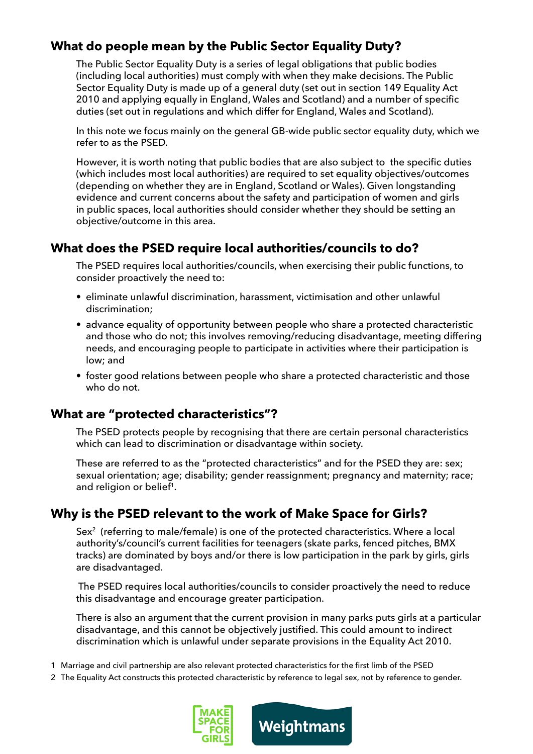## What do people mean by the Public Sector Equality Duty?

The Public Sector Equality Duty is a series of legal obligations that public bodies (including local authorities) must comply with when they make decisions. The Public Sector Equality Duty is made up of a general duty (set out in section 149 Equality Act 2010 and applying equally in England, Wales and Scotland) and a number of specific duties (set out in regulations and which differ for England, Wales and Scotland).

In this note we focus mainly on the general GB-wide public sector equality duty, which we refer to as the PSED.

However, it is worth noting that public bodies that are also subject to the specific duties (which includes most local authorities) are required to set equality objectives/outcomes (depending on whether they are in England, Scotland or Wales). Given longstanding evidence and current concerns about the safety and participation of women and girls in public spaces, local authorities should consider whether they should be setting an objective/outcome in this area.

## What does the PSED require local authorities/councils to do?

The PSED requires local authorities/councils, when exercising their public functions, to consider proactively the need to:

- eliminate unlawful discrimination, harassment, victimisation and other unlawful discrimination;
- advance equality of opportunity between people who share a protected characteristic and those who do not; this involves removing/reducing disadvantage, meeting differing needs, and encouraging people to participate in activities where their participation is low; and
- foster good relations between people who share a protected characteristic and those who do not.

## What are "protected characteristics"?

The PSED protects people by recognising that there are certain personal characteristics which can lead to discrimination or disadvantage within society.

These are referred to as the "protected characteristics" and for the PSED they are: sex; sexual orientation; age; disability; gender reassignment; pregnancy and maternity; race; and religion or belief[1].

## Why is the PSED relevant to the work of Make Space for Girls?

Sex[2] (referring to male/female) is one of the protected characteristics. Where a local authority's/council's current facilities for teenagers (skate parks, fenced pitches, BMX tracks) are dominated by boys and/or there is low participation in the park by girls, girls are disadvantaged.

The PSED requires local authorities/councils to consider proactively the need to reduce this disadvantage and encourage greater participation.

There is also an argument that the current provision in many parks puts girls at a particular disadvantage, and this cannot be objectively justified. This could amount to indirect discrimination which is unlawful under separate provisions in the Equality Act 2010.

1 Marriage and civil partnership are also relevant protected characteristics for the first limb of the PSED

2 The Equality Act constructs this protected characteristic by reference to legal sex, not by reference to gender.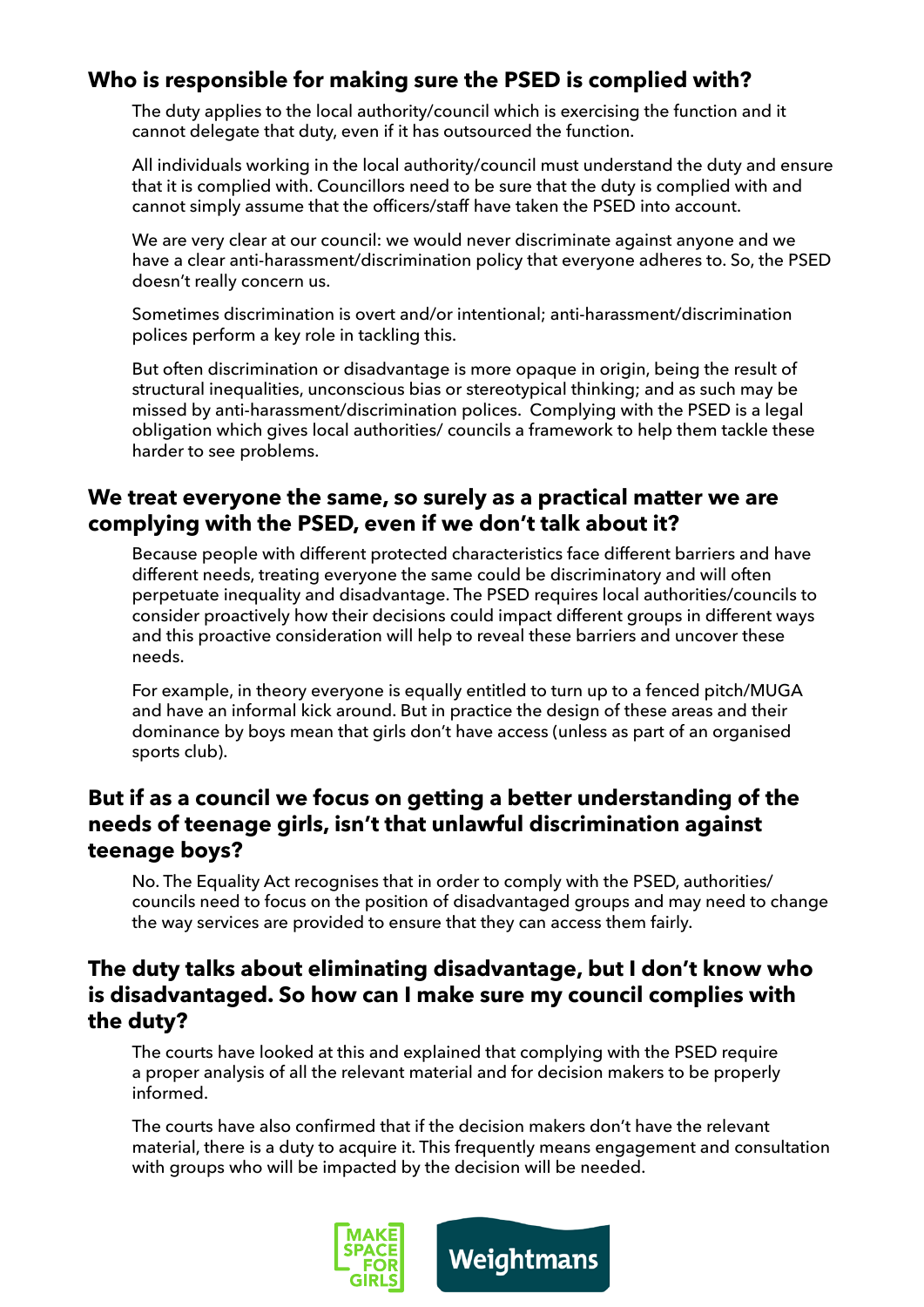## Who is responsible for making sure the PSED is complied with?

The duty applies to the local authority/council which is exercising the function and it cannot delegate that duty, even if it has outsourced the function.

All individuals working in the local authority/council must understand the duty and ensure that it is complied with. Councillors need to be sure that the duty is complied with and cannot simply assume that the officers/staff have taken the PSED into account.

We are very clear at our council: we would never discriminate against anyone and we have a clear anti-harassment/discrimination policy that everyone adheres to. So, the PSED doesn't really concern us.

Sometimes discrimination is overt and/or intentional; anti-harassment/discrimination polices perform a key role in tackling this.

But often discrimination or disadvantage is more opaque in origin, being the result of structural inequalities, unconscious bias or stereotypical thinking; and as such may be missed by anti-harassment/discrimination polices. Complying with the PSED is a legal obligation which gives local authorities/ councils a framework to help them tackle these harder to see problems.

## We treat everyone the same, so surely as a practical matter we are complying with the PSED, even if we don't talk about it?

Because people with different protected characteristics face different barriers and have different needs, treating everyone the same could be discriminatory and will often perpetuate inequality and disadvantage. The PSED requires local authorities/councils to consider proactively how their decisions could impact different groups in different ways and this proactive consideration will help to reveal these barriers and uncover these needs.

For example, in theory everyone is equally entitled to turn up to a fenced pitch/MUGA and have an informal kick around. But in practice the design of these areas and their dominance by boys mean that girls don't have access (unless as part of an organised sports club).

## But if as a council we focus on getting a better understanding of the needs of teenage girls, isn't that unlawful discrimination against teenage boys?

No. The Equality Act recognises that in order to comply with the PSED, authorities/ councils need to focus on the position of disadvantaged groups and may need to change the way services are provided to ensure that they can access them fairly.

## The duty talks about eliminating disadvantage, but I don't know who is disadvantaged. So how can I make sure my council complies with the duty?

The courts have looked at this and explained that complying with the PSED require a proper analysis of all the relevant material and for decision makers to be properly informed.

The courts have also confirmed that if the decision makers don't have the relevant material, there is a duty to acquire it. This frequently means engagement and consultation with groups who will be impacted by the decision will be needed.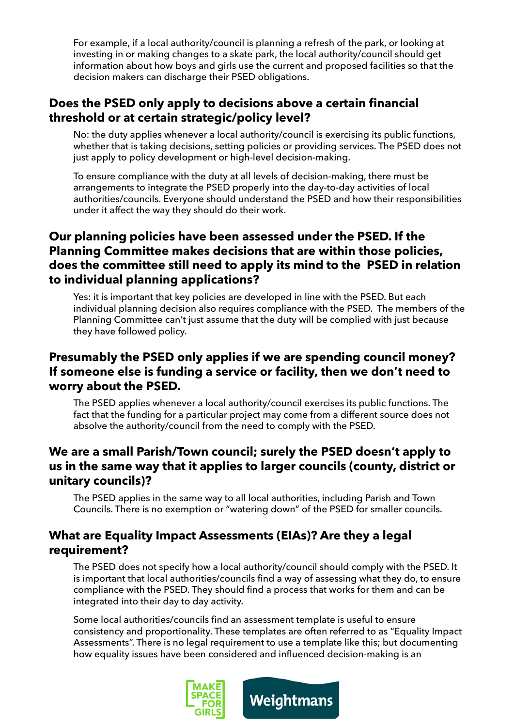For example, if a local authority/council is planning a refresh of the park, or looking at investing in or making changes to a skate park, the local authority/council should get information about how boys and girls use the current and proposed facilities so that the decision makers can discharge their PSED obligations.

## Does the PSED only apply to decisions above a certain financial threshold or at certain strategic/policy level?

No: the duty applies whenever a local authority/council is exercising its public functions, whether that is taking decisions, setting policies or providing services. The PSED does not just apply to policy development or high-level decision-making.

To ensure compliance with the duty at all levels of decision-making, there must be arrangements to integrate the PSED properly into the day-to-day activities of local authorities/councils. Everyone should understand the PSED and how their responsibilities under it affect the way they should do their work.

## Our planning policies have been assessed under the PSED. If the Planning Committee makes decisions that are within those policies, does the committee still need to apply its mind to the PSED in relation to individual planning applications?

Yes: it is important that key policies are developed in line with the PSED. But each individual planning decision also requires compliance with the PSED. The members of the Planning Committee can't just assume that the duty will be complied with just because they have followed policy.

## Presumably the PSED only applies if we are spending council money? If someone else is funding a service or facility, then we don't need to worry about the PSED.

The PSED applies whenever a local authority/council exercises its public functions. The fact that the funding for a particular project may come from a different source does not absolve the authority/council from the need to comply with the PSED.

## We are a small Parish/Town council; surely the PSED doesn't apply to us in the same way that it applies to larger councils (county, district or unitary councils)?

The PSED applies in the same way to all local authorities, including Parish and Town Councils. There is no exemption or "watering down" of the PSED for smaller councils.

## What are Equality Impact Assessments (EIAs)? Are they a legal requirement?

The PSED does not specify how a local authority/council should comply with the PSED. It is important that local authorities/councils find a way of assessing what they do, to ensure compliance with the PSED. They should find a process that works for them and can be integrated into their day to day activity.

Some local authorities/councils find an assessment template is useful to ensure consistency and proportionality. These templates are often referred to as "Equality Impact Assessments". There is no legal requirement to use a template like this; but documenting how equality issues have been considered and influenced decision-making is an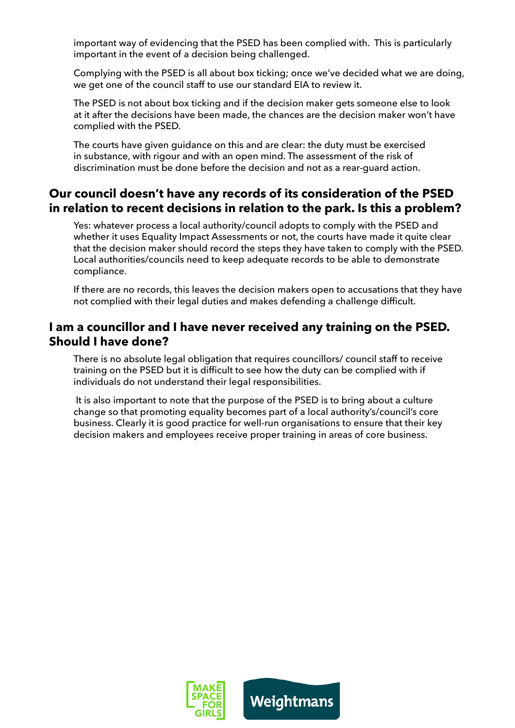important way of evidencing that the PSED has been complied with. This is particularly important in the event of a decision being challenged.

Complying with the PSED is all about box ticking; once we've decided what we are doing, we get one of the council staff to use our standard EIA to review it.

The PSED is not about box ticking and if the decision maker gets someone else to look at it after the decisions have been made, the chances are the decision maker won't have complied with the PSED.

The courts have given guidance on this and are clear: the duty must be exercised in substance, with rigour and with an open mind. The assessment of the risk of discrimination must be done before the decision and not as a rear-guard action.

## Our council doesn't have any records of its consideration of the PSED in relation to recent decisions in relation to the park. Is this a problem?

Yes: whatever process a local authority/council adopts to comply with the PSED and whether it uses Equality Impact Assessments or not, the courts have made it quite clear that the decision maker should record the steps they have taken to comply with the PSED. Local authorities/councils need to keep adequate records to be able to demonstrate compliance.

If there are no records, this leaves the decision makers open to accusations that they have not complied with their legal duties and makes defending a challenge difficult.

## I am a councillor and I have never received any training on the PSED. Should I have done?

There is no absolute legal obligation that requires councillors/ council staff to receive training on the PSED but it is difficult to see how the duty can be complied with if individuals do not understand their legal responsibilities.

It is also important to note that the purpose of the PSED is to bring about a culture change so that promoting equality becomes part of a local authority's/council's core business. Clearly it is good practice for well-run organisations to ensure that their key decision makers and employees receive proper training in areas of core business.

MAKE SPACE FOR GIRLS

Weightmans